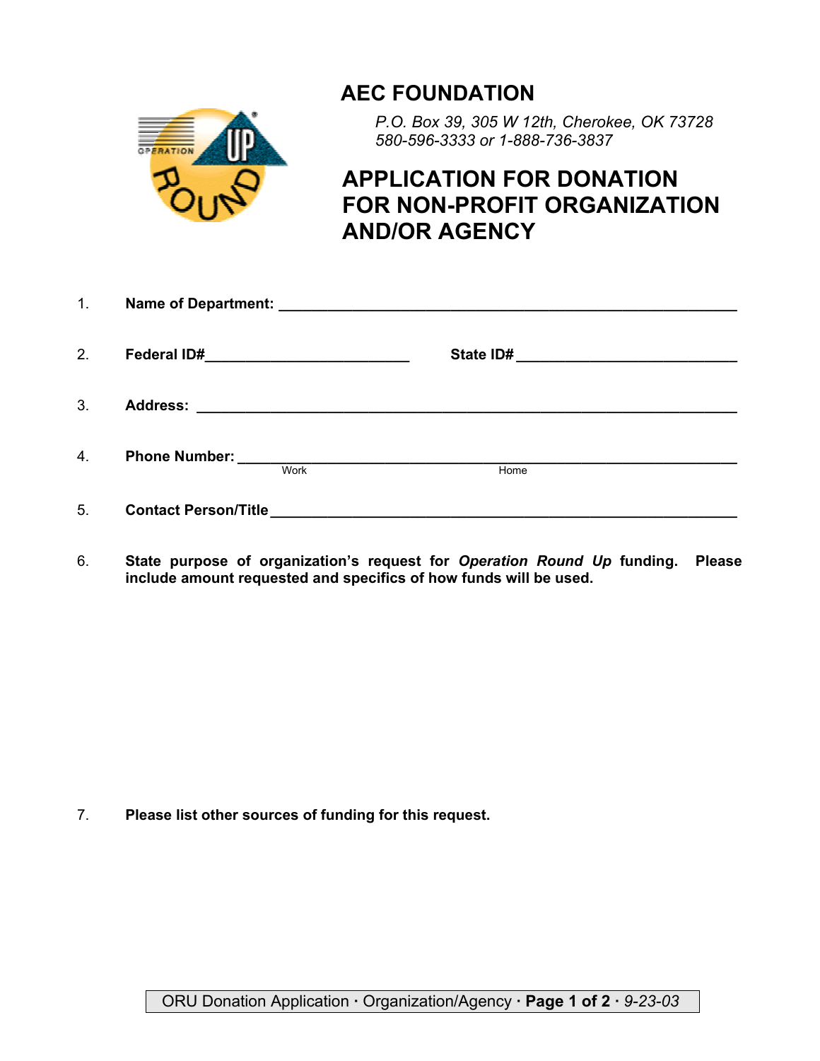# AEC FOUNDATION

*P.O. Box 39, 305 W 12th, Cherokee, OK 73728*
*580-596-3333 or 1-888-736-3837*

## APPLICATION FOR DONATION FOR NON-PROFIT ORGANIZATION AND/OR AGENCY

1. **Name of Department:** ___________________________________________________________

2. **Federal ID#**_________________________ **State ID#** ___________________________

3. **Address:** ____________________________________________________________________

4. **Phone Number:** ______________________________________________________________
 Work Home

5. **Contact Person/Title** __________________________________________________________

6. **State purpose of organization's request for *Operation Round Up* funding. Please include amount requested and specifics of how funds will be used.**

7. **Please list other sources of funding for this request.**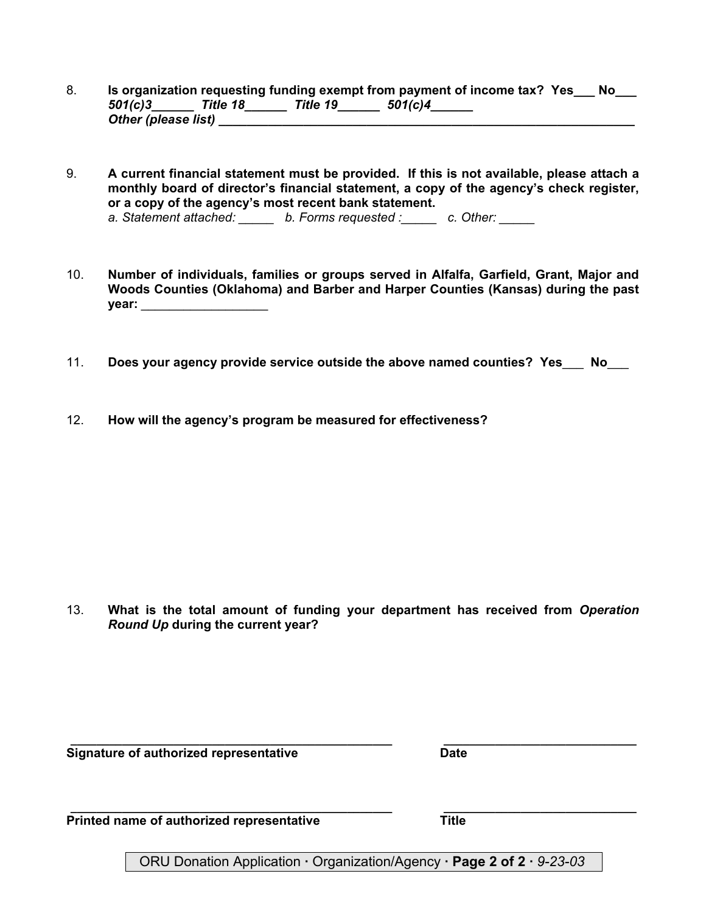8. **Is organization requesting funding exempt from payment of income tax? Yes___ No___**
   ***501(c)3______ Title 18______ Title 19______ 501(c)4______***
   ***Other (please list) ______________________________________________________________***

9. **A current financial statement must be provided. If this is not available, please attach a monthly board of director's financial statement, a copy of the agency's check register, or a copy of the agency's most recent bank statement.**
   *a. Statement attached: _____ b. Forms requested :_____ c. Other: _____*

10. **Number of individuals, families or groups served in Alfalfa, Garfield, Grant, Major and Woods Counties (Oklahoma) and Barber and Harper Counties (Kansas) during the past year:** __________________

11. **Does your agency provide service outside the above named counties? Yes___ No___**

12. **How will the agency's program be measured for effectiveness?**

13. **What is the total amount of funding your department has received from *Operation Round Up* during the current year?**

______________________________________________ ____________________________
**Signature of authorized representative** **Date**

______________________________________________ ____________________________
**Printed name of authorized representative** **Title**

ORU Donation Application · Organization/Agency · **Page 2 of 2** · *9-23-03*